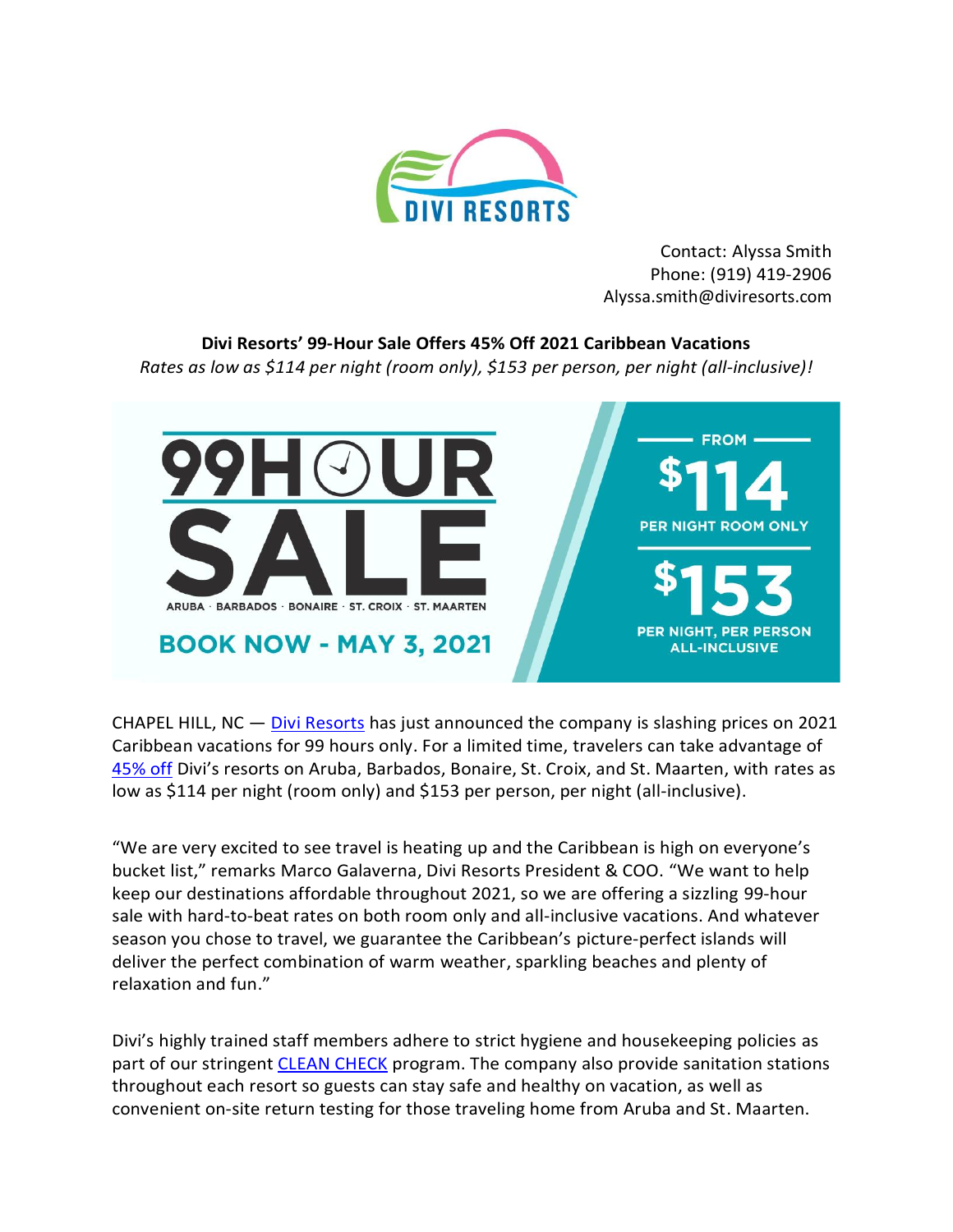Contact: Alyssa Smith
Phone: (919) 419-2906
Alyssa.smith@diviresorts.com

**Divi Resorts' 99-Hour Sale Offers 45% Off 2021 Caribbean Vacations**

*Rates as low as $114 per night (room only), $153 per person, per night (all-inclusive)!*

99 HOUR SALE
ARUBA · BARBADOS · BONAIRE · ST. CROIX · ST. MAARTEN
BOOK NOW - MAY 3, 2021

FROM $114 PER NIGHT ROOM ONLY
$153 PER NIGHT, PER PERSON ALL-INCLUSIVE

CHAPEL HILL, NC — Divi Resorts has just announced the company is slashing prices on 2021 Caribbean vacations for 99 hours only. For a limited time, travelers can take advantage of 45% off Divi's resorts on Aruba, Barbados, Bonaire, St. Croix, and St. Maarten, with rates as low as $114 per night (room only) and $153 per person, per night (all-inclusive).

"We are very excited to see travel is heating up and the Caribbean is high on everyone's bucket list," remarks Marco Galaverna, Divi Resorts President & COO. "We want to help keep our destinations affordable throughout 2021, so we are offering a sizzling 99-hour sale with hard-to-beat rates on both room only and all-inclusive vacations. And whatever season you chose to travel, we guarantee the Caribbean's picture-perfect islands will deliver the perfect combination of warm weather, sparkling beaches and plenty of relaxation and fun."

Divi's highly trained staff members adhere to strict hygiene and housekeeping policies as part of our stringent CLEAN CHECK program. The company also provide sanitation stations throughout each resort so guests can stay safe and healthy on vacation, as well as convenient on-site return testing for those traveling home from Aruba and St. Maarten.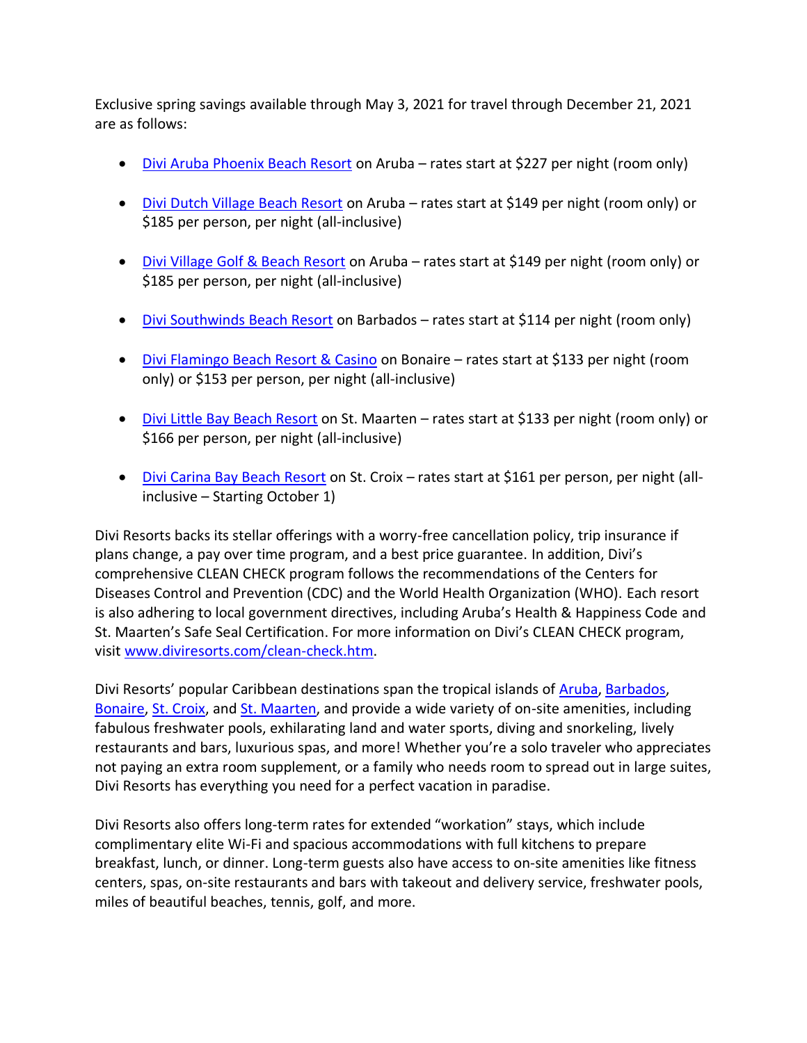Exclusive spring savings available through May 3, 2021 for travel through December 21, 2021 are as follows:

- Divi Aruba Phoenix Beach Resort on Aruba – rates start at $227 per night (room only)
- Divi Dutch Village Beach Resort on Aruba – rates start at $149 per night (room only) or $185 per person, per night (all-inclusive)
- Divi Village Golf & Beach Resort on Aruba – rates start at $149 per night (room only) or $185 per person, per night (all-inclusive)
- Divi Southwinds Beach Resort on Barbados – rates start at $114 per night (room only)
- Divi Flamingo Beach Resort & Casino on Bonaire – rates start at $133 per night (room only) or $153 per person, per night (all-inclusive)
- Divi Little Bay Beach Resort on St. Maarten – rates start at $133 per night (room only) or $166 per person, per night (all-inclusive)
- Divi Carina Bay Beach Resort on St. Croix – rates start at $161 per person, per night (all-inclusive – Starting October 1)

Divi Resorts backs its stellar offerings with a worry-free cancellation policy, trip insurance if plans change, a pay over time program, and a best price guarantee. In addition, Divi's comprehensive CLEAN CHECK program follows the recommendations of the Centers for Diseases Control and Prevention (CDC) and the World Health Organization (WHO). Each resort is also adhering to local government directives, including Aruba's Health & Happiness Code and St. Maarten's Safe Seal Certification. For more information on Divi's CLEAN CHECK program, visit www.diviresorts.com/clean-check.htm.

Divi Resorts' popular Caribbean destinations span the tropical islands of Aruba, Barbados, Bonaire, St. Croix, and St. Maarten, and provide a wide variety of on-site amenities, including fabulous freshwater pools, exhilarating land and water sports, diving and snorkeling, lively restaurants and bars, luxurious spas, and more! Whether you're a solo traveler who appreciates not paying an extra room supplement, or a family who needs room to spread out in large suites, Divi Resorts has everything you need for a perfect vacation in paradise.

Divi Resorts also offers long-term rates for extended "workation" stays, which include complimentary elite Wi-Fi and spacious accommodations with full kitchens to prepare breakfast, lunch, or dinner. Long-term guests also have access to on-site amenities like fitness centers, spas, on-site restaurants and bars with takeout and delivery service, freshwater pools, miles of beautiful beaches, tennis, golf, and more.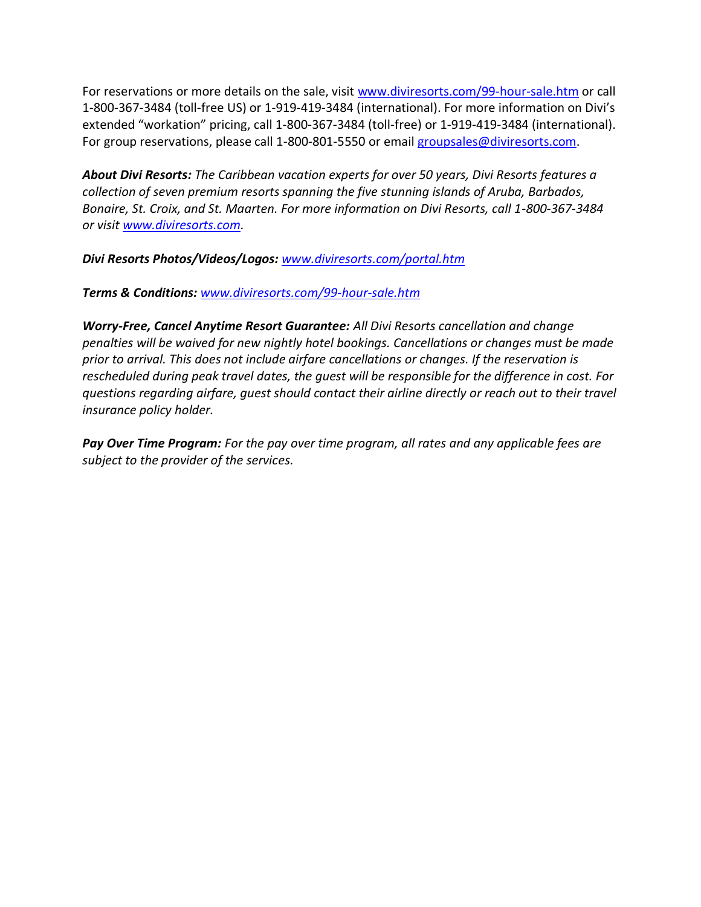For reservations or more details on the sale, visit [www.diviresorts.com/99-hour-sale.htm](www.diviresorts.com/99-hour-sale.htm) or call 1-800-367-3484 (toll-free US) or 1-919-419-3484 (international). For more information on Divi's extended "workation" pricing, call 1-800-367-3484 (toll-free) or 1-919-419-3484 (international). For group reservations, please call 1-800-801-5550 or email [groupsales@diviresorts.com](mailto:groupsales@diviresorts.com).

***About Divi Resorts:*** *The Caribbean vacation experts for over 50 years, Divi Resorts features a collection of seven premium resorts spanning the five stunning islands of Aruba, Barbados, Bonaire, St. Croix, and St. Maarten. For more information on Divi Resorts, call 1-800-367-3484 or visit [www.diviresorts.com](www.diviresorts.com).*

***Divi Resorts Photos/Videos/Logos:*** *[www.diviresorts.com/portal.htm](www.diviresorts.com/portal.htm)*

***Terms & Conditions:*** *[www.diviresorts.com/99-hour-sale.htm](www.diviresorts.com/99-hour-sale.htm)*

***Worry-Free, Cancel Anytime Resort Guarantee:*** *All Divi Resorts cancellation and change penalties will be waived for new nightly hotel bookings. Cancellations or changes must be made prior to arrival. This does not include airfare cancellations or changes. If the reservation is rescheduled during peak travel dates, the guest will be responsible for the difference in cost. For questions regarding airfare, guest should contact their airline directly or reach out to their travel insurance policy holder.*

***Pay Over Time Program:*** *For the pay over time program, all rates and any applicable fees are subject to the provider of the services.*